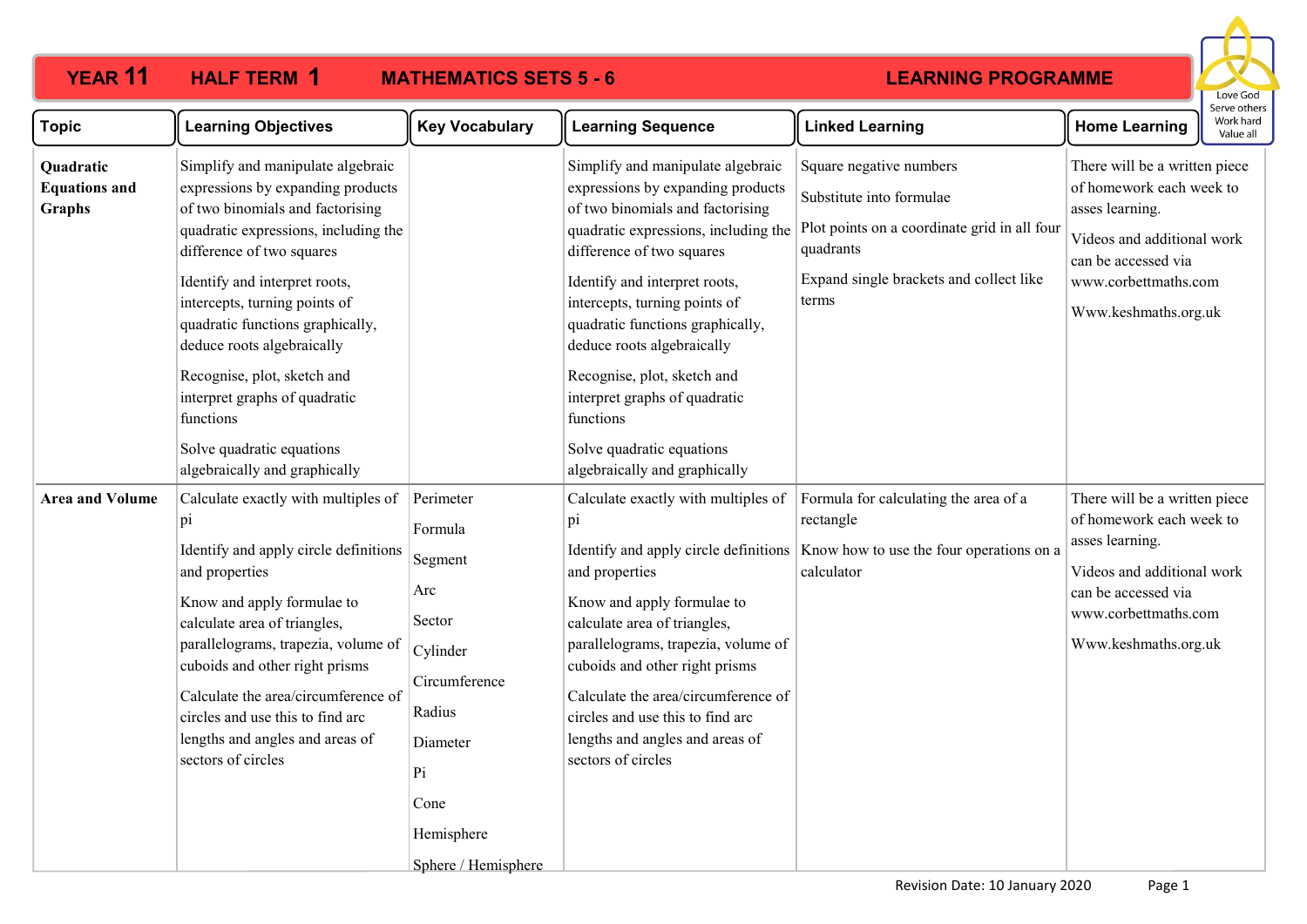# YEAR 11 HALF TERM 1 MATHEMATICS SETS 5 - 6 LEARNING PROGRAMME

Love God
Serve others
Work hard
Value all

| Topic | Learning Objectives | Key Vocabulary | Learning Sequence | Linked Learning | Home Learning |
|---|---|---|---|---|---|
| **Quadratic Equations and Graphs** | Simplify and manipulate algebraic expressions by expanding products of two binomials and factorising quadratic expressions, including the difference of two squares<br><br>Identify and interpret roots, intercepts, turning points of quadratic functions graphically, deduce roots algebraically<br><br>Recognise, plot, sketch and interpret graphs of quadratic functions<br><br>Solve quadratic equations algebraically and graphically | | Simplify and manipulate algebraic expressions by expanding products of two binomials and factorising quadratic expressions, including the difference of two squares<br><br>Identify and interpret roots, intercepts, turning points of quadratic functions graphically, deduce roots algebraically<br><br>Recognise, plot, sketch and interpret graphs of quadratic functions<br><br>Solve quadratic equations algebraically and graphically | Square negative numbers<br><br>Substitute into formulae<br><br>Plot points on a coordinate grid in all four quadrants<br><br>Expand single brackets and collect like terms | There will be a written piece of homework each week to asses learning.<br><br>Videos and additional work can be accessed via www.corbettmaths.com<br><br>Www.keshmaths.org.uk |
| **Area and Volume** | Calculate exactly with multiples of pi<br><br>Identify and apply circle definitions and properties<br><br>Know and apply formulae to calculate area of triangles, parallelograms, trapezia, volume of cuboids and other right prisms<br><br>Calculate the area/circumference of circles and use this to find arc lengths and angles and areas of sectors of circles | Perimeter<br><br>Formula<br><br>Segment<br><br>Arc<br><br>Sector<br><br>Cylinder<br><br>Circumference<br><br>Radius<br><br>Diameter<br><br>Pi<br><br>Cone<br><br>Hemisphere<br><br>Sphere / Hemisphere | Calculate exactly with multiples of pi<br><br>Identify and apply circle definitions and properties<br><br>Know and apply formulae to calculate area of triangles, parallelograms, trapezia, volume of cuboids and other right prisms<br><br>Calculate the area/circumference of circles and use this to find arc lengths and angles and areas of sectors of circles | Formula for calculating the area of a rectangle<br><br>Know how to use the four operations on a calculator | There will be a written piece of homework each week to asses learning.<br><br>Videos and additional work can be accessed via www.corbettmaths.com<br><br>Www.keshmaths.org.uk |

Revision Date: 10 January 2020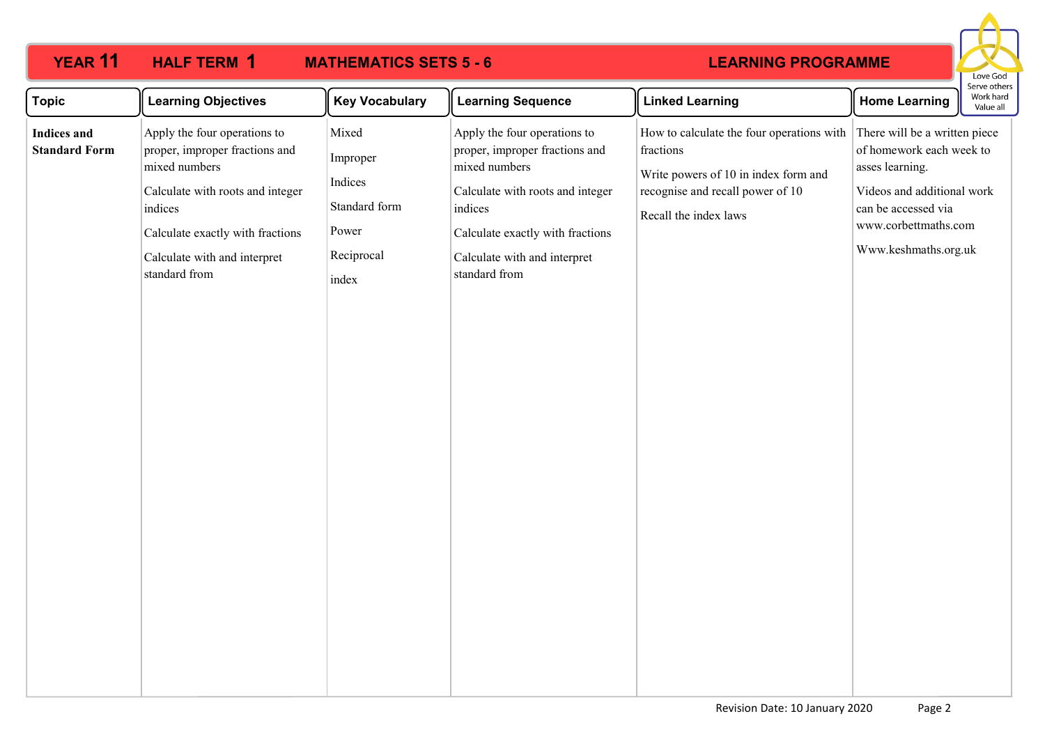# YEAR 11 HALF TERM 1 MATHEMATICS SETS 5 - 6 LEARNING PROGRAMME

Love God
Serve others
Work hard
Value all

| Topic | Learning Objectives | Key Vocabulary | Learning Sequence | Linked Learning | Home Learning |
|---|---|---|---|---|---|
| **Indices and Standard Form** | Apply the four operations to proper, improper fractions and mixed numbers<br><br>Calculate with roots and integer indices<br><br>Calculate exactly with fractions<br><br>Calculate with and interpret standard from | Mixed<br><br>Improper<br><br>Indices<br><br>Standard form<br><br>Power<br><br>Reciprocal<br><br>index | Apply the four operations to proper, improper fractions and mixed numbers<br><br>Calculate with roots and integer indices<br><br>Calculate exactly with fractions<br><br>Calculate with and interpret standard from | How to calculate the four operations with fractions<br><br>Write powers of 10 in index form and recognise and recall power of 10<br><br>Recall the index laws | There will be a written piece of homework each week to asses learning.<br><br>Videos and additional work can be accessed via www.corbettmaths.com<br><br>Www.keshmaths.org.uk |

Revision Date: 10 January 2020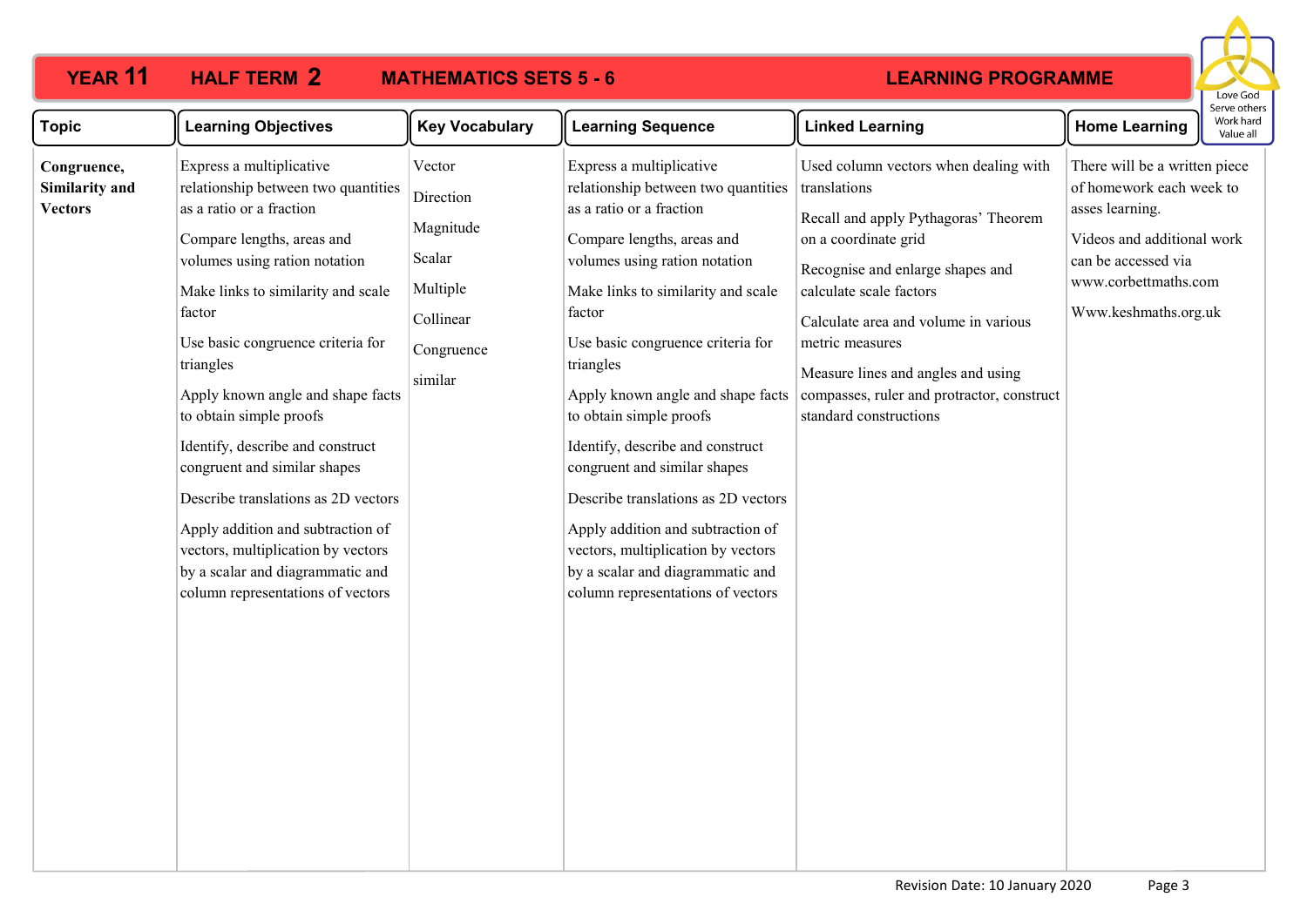# YEAR 11 HALF TERM 2 MATHEMATICS SETS 5 - 6 LEARNING PROGRAMME

Love God Serve others Work hard Value all

| Topic | Learning Objectives | Key Vocabulary | Learning Sequence | Linked Learning | Home Learning |
|---|---|---|---|---|---|
| **Congruence, Similarity and Vectors** | Express a multiplicative relationship between two quantities as a ratio or a fraction<br><br>Compare lengths, areas and volumes using ration notation<br><br>Make links to similarity and scale factor<br><br>Use basic congruence criteria for triangles<br><br>Apply known angle and shape facts to obtain simple proofs<br><br>Identify, describe and construct congruent and similar shapes<br><br>Describe translations as 2D vectors<br><br>Apply addition and subtraction of vectors, multiplication by vectors by a scalar and diagrammatic and column representations of vectors | Vector<br><br>Direction<br><br>Magnitude<br><br>Scalar<br><br>Multiple<br><br>Collinear<br><br>Congruence<br><br>similar | Express a multiplicative relationship between two quantities as a ratio or a fraction<br><br>Compare lengths, areas and volumes using ration notation<br><br>Make links to similarity and scale factor<br><br>Use basic congruence criteria for triangles<br><br>Apply known angle and shape facts to obtain simple proofs<br><br>Identify, describe and construct congruent and similar shapes<br><br>Describe translations as 2D vectors<br><br>Apply addition and subtraction of vectors, multiplication by vectors by a scalar and diagrammatic and column representations of vectors | Used column vectors when dealing with translations<br><br>Recall and apply Pythagoras' Theorem on a coordinate grid<br><br>Recognise and enlarge shapes and calculate scale factors<br><br>Calculate area and volume in various metric measures<br><br>Measure lines and angles and using compasses, ruler and protractor, construct standard constructions | There will be a written piece of homework each week to asses learning.<br><br>Videos and additional work can be accessed via www.corbettmaths.com<br><br>Www.keshmaths.org.uk |

Revision Date: 10 January 2020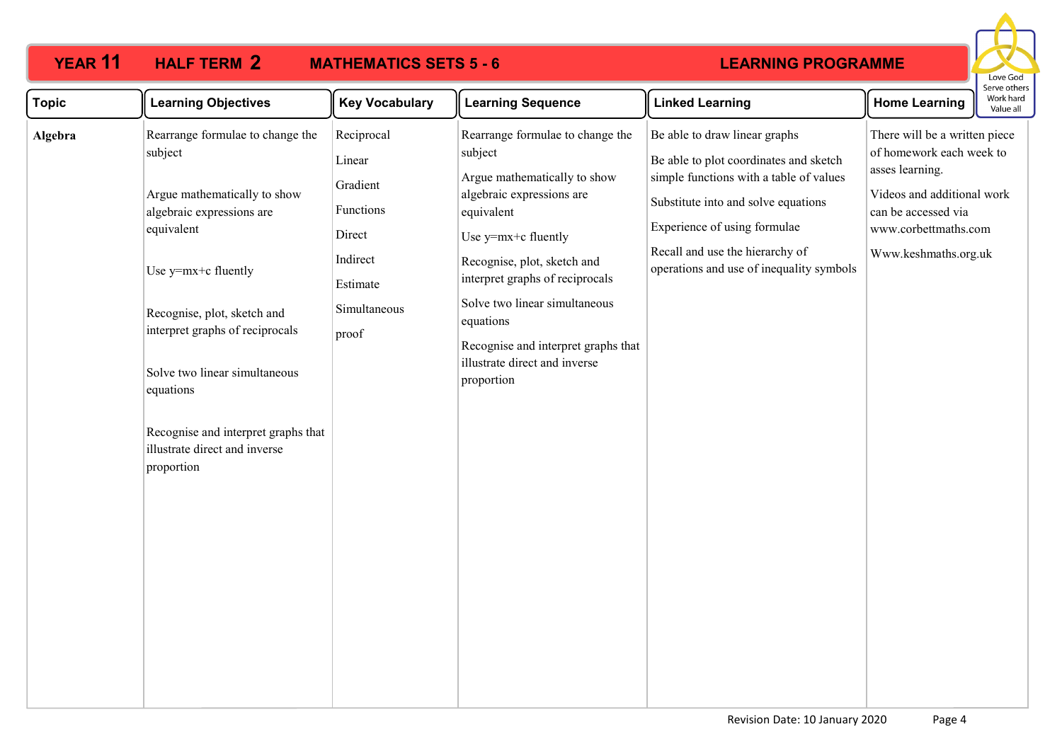# YEAR 11 HALF TERM 2 MATHEMATICS SETS 5 - 6 LEARNING PROGRAMME

Love God
Serve others
Work hard
Value all

| Topic | Learning Objectives | Key Vocabulary | Learning Sequence | Linked Learning | Home Learning |
|---|---|---|---|---|---|
| **Algebra** | Rearrange formulae to change the subject<br><br>Argue mathematically to show algebraic expressions are equivalent<br><br>Use y=mx+c fluently<br><br>Recognise, plot, sketch and interpret graphs of reciprocals<br><br>Solve two linear simultaneous equations<br><br>Recognise and interpret graphs that illustrate direct and inverse proportion | Reciprocal<br>Linear<br>Gradient<br>Functions<br>Direct<br>Indirect<br>Estimate<br>Simultaneous<br>proof | Rearrange formulae to change the subject<br>Argue mathematically to show algebraic expressions are equivalent<br>Use y=mx+c fluently<br>Recognise, plot, sketch and interpret graphs of reciprocals<br>Solve two linear simultaneous equations<br>Recognise and interpret graphs that illustrate direct and inverse proportion | Be able to draw linear graphs<br>Be able to plot coordinates and sketch simple functions with a table of values<br>Substitute into and solve equations<br>Experience of using formulae<br>Recall and use the hierarchy of operations and use of inequality symbols | There will be a written piece of homework each week to asses learning.<br>Videos and additional work can be accessed via www.corbettmaths.com<br>Www.keshmaths.org.uk |

Revision Date: 10 January 2020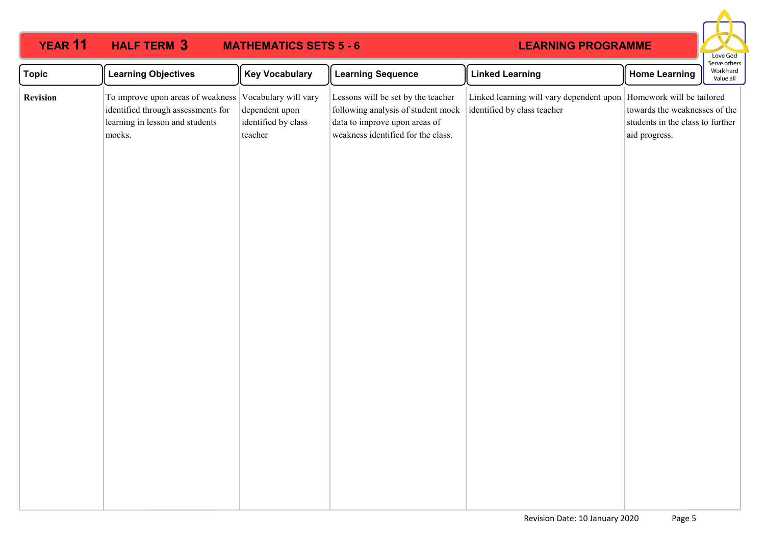# YEAR 11 HALF TERM 3 MATHEMATICS SETS 5 - 6 LEARNING PROGRAMME

Love God
Serve others
Work hard
Value all

| Topic | Learning Objectives | Key Vocabulary | Learning Sequence | Linked Learning | Home Learning |
|---|---|---|---|---|---|
| **Revision** | To improve upon areas of weakness identified through assessments for learning in lesson and students mocks. | Vocabulary will vary dependent upon identified by class teacher | Lessons will be set by the teacher following analysis of student mock data to improve upon areas of weakness identified for the class. | Linked learning will vary dependent upon identified by class teacher | Homework will be tailored towards the weaknesses of the students in the class to further aid progress. |

Revision Date: 10 January 2020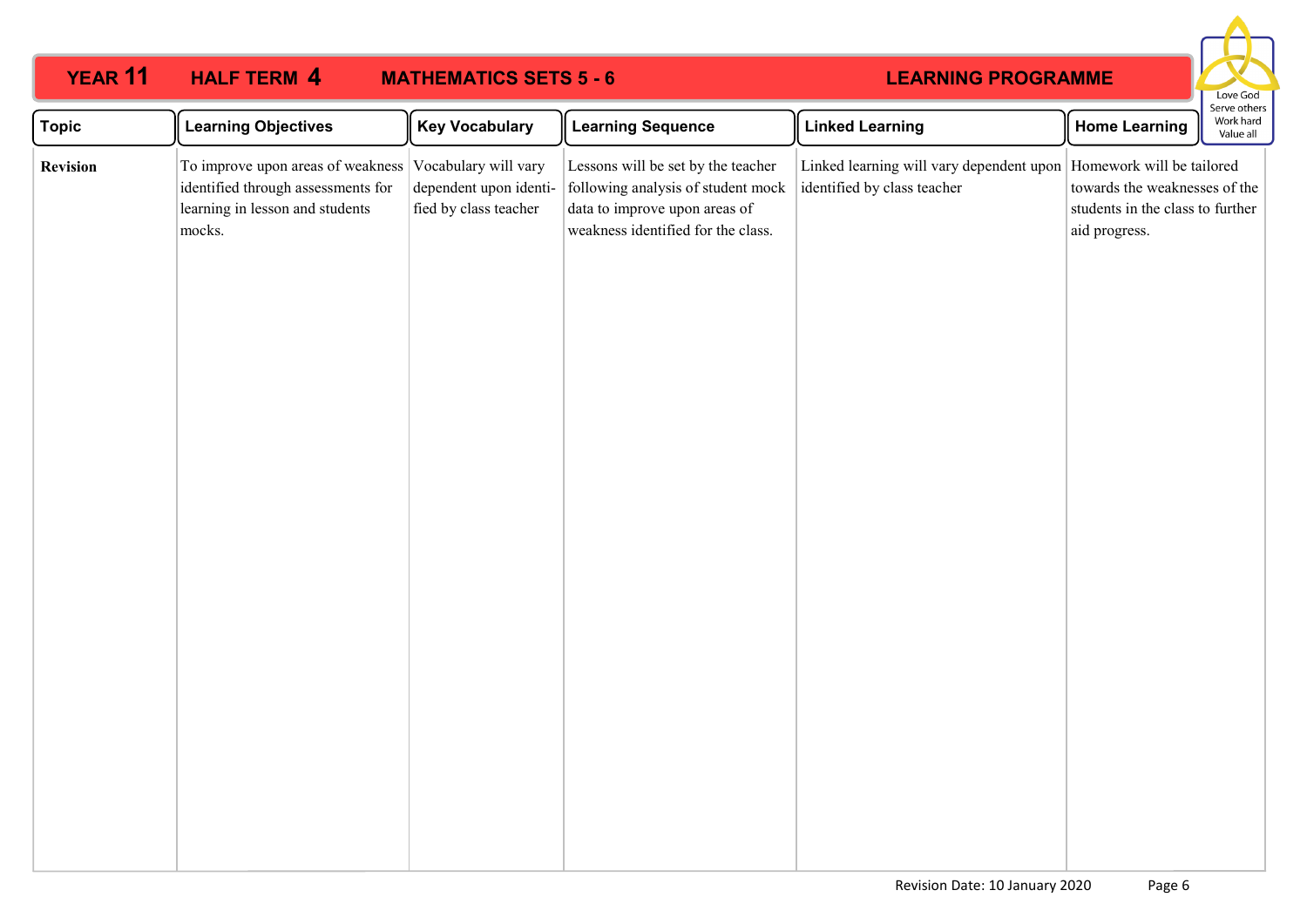# YEAR 11 HALF TERM 4 MATHEMATICS SETS 5 - 6 LEARNING PROGRAMME

Love God
Serve others
Work hard
Value all

| Topic | Learning Objectives | Key Vocabulary | Learning Sequence | Linked Learning | Home Learning |
|---|---|---|---|---|---|
| **Revision** | To improve upon areas of weakness identified through assessments for learning in lesson and students mocks. | Vocabulary will vary dependent upon identified by class teacher | Lessons will be set by the teacher following analysis of student mock data to improve upon areas of weakness identified for the class. | Linked learning will vary dependent upon identified by class teacher | Homework will be tailored towards the weaknesses of the students in the class to further aid progress. |

Revision Date: 10 January 2020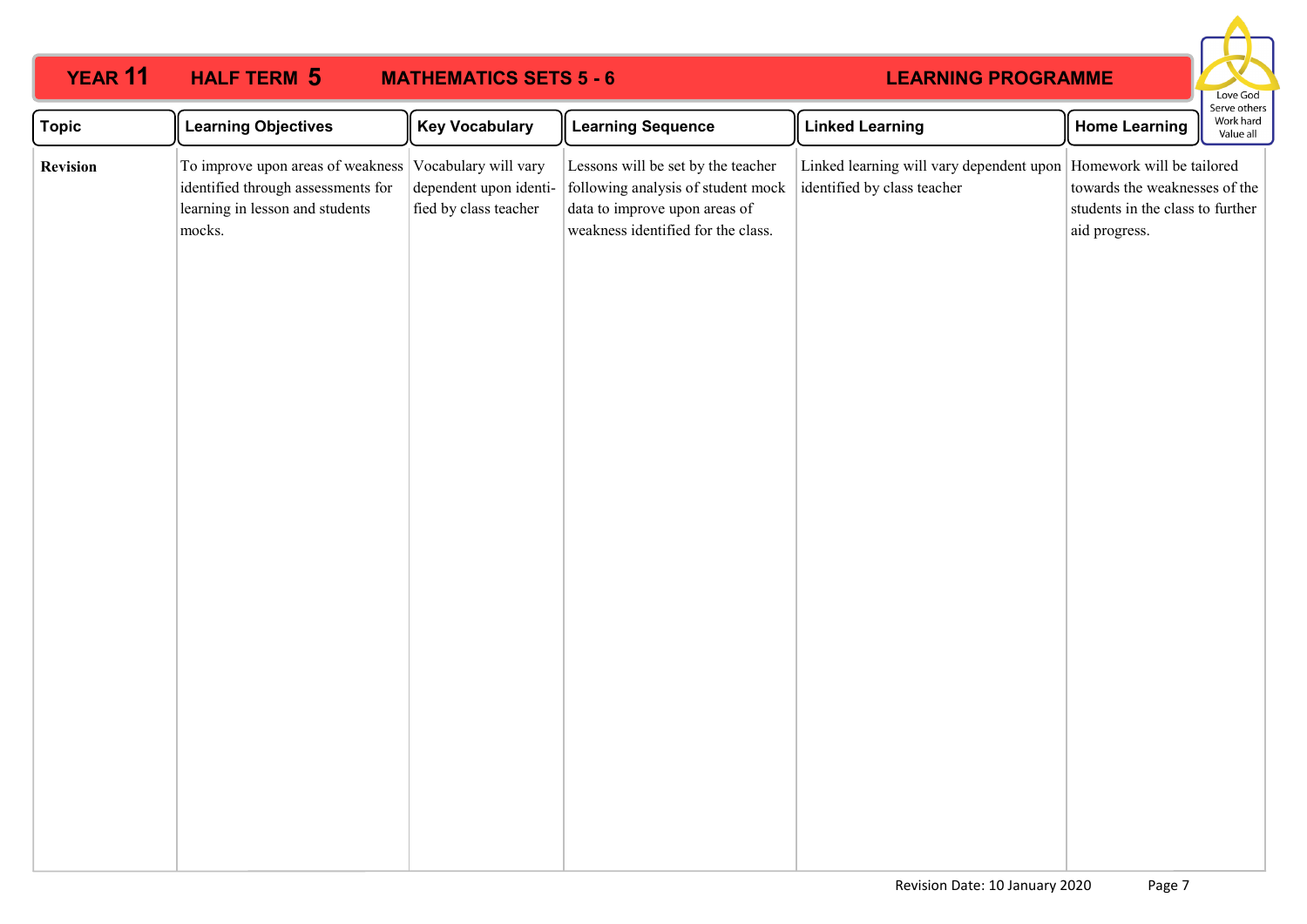# YEAR 11 HALF TERM 5 MATHEMATICS SETS 5 - 6 LEARNING PROGRAMME

Love God
Serve others
Work hard
Value all

| Topic | Learning Objectives | Key Vocabulary | Learning Sequence | Linked Learning | Home Learning |
|---|---|---|---|---|---|
| **Revision** | To improve upon areas of weakness identified through assessments for learning in lesson and students mocks. | Vocabulary will vary dependent upon identified by class teacher | Lessons will be set by the teacher following analysis of student mock data to improve upon areas of weakness identified for the class. | Linked learning will vary dependent upon identified by class teacher | Homework will be tailored towards the weaknesses of the students in the class to further aid progress. |

Revision Date: 10 January 2020